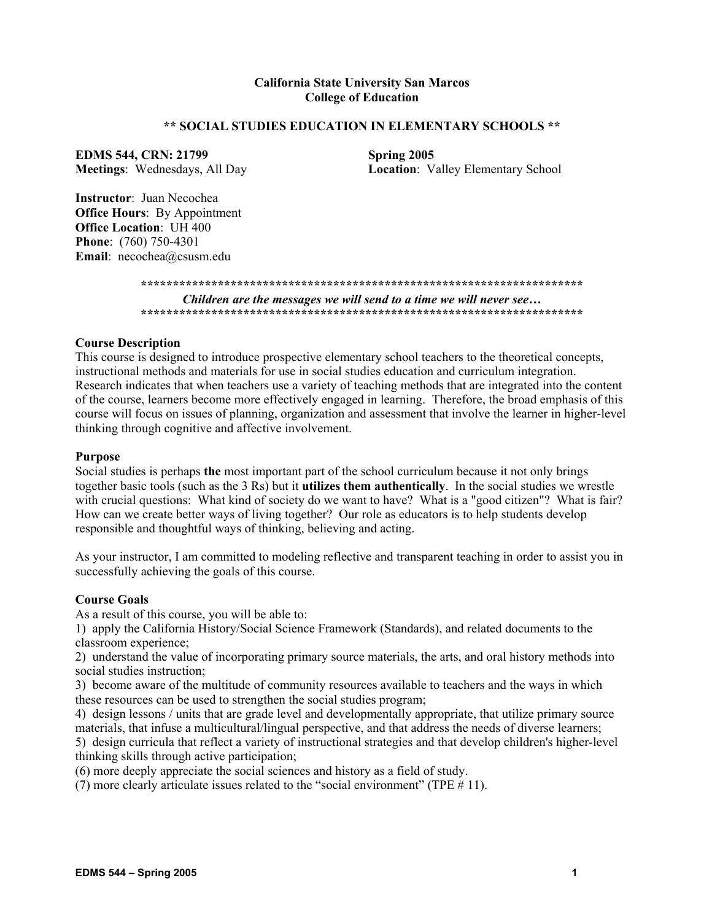**California State University San Marcos**
**College of Education**

## ** SOCIAL STUDIES EDUCATION IN ELEMENTARY SCHOOLS **

**EDMS 544, CRN: 21799**
**Meetings**: Wednesdays, All Day

**Spring 2005**
**Location**: Valley Elementary School

**Instructor**: Juan Necochea
**Office Hours**: By Appointment
**Office Location**: UH 400
**Phone**: (760) 750-4301
**Email**: necochea@csusm.edu

**************************************************************************
***Children are the messages we will send to a time we will never see…***
**************************************************************************

### Course Description

This course is designed to introduce prospective elementary school teachers to the theoretical concepts, instructional methods and materials for use in social studies education and curriculum integration. Research indicates that when teachers use a variety of teaching methods that are integrated into the content of the course, learners become more effectively engaged in learning. Therefore, the broad emphasis of this course will focus on issues of planning, organization and assessment that involve the learner in higher-level thinking through cognitive and affective involvement.

### Purpose

Social studies is perhaps **the** most important part of the school curriculum because it not only brings together basic tools (such as the 3 Rs) but it **utilizes them authentically**. In the social studies we wrestle with crucial questions: What kind of society do we want to have? What is a "good citizen"? What is fair? How can we create better ways of living together? Our role as educators is to help students develop responsible and thoughtful ways of thinking, believing and acting.

As your instructor, I am committed to modeling reflective and transparent teaching in order to assist you in successfully achieving the goals of this course.

### Course Goals

As a result of this course, you will be able to:

1) apply the California History/Social Science Framework (Standards), and related documents to the classroom experience;
2) understand the value of incorporating primary source materials, the arts, and oral history methods into social studies instruction;
3) become aware of the multitude of community resources available to teachers and the ways in which these resources can be used to strengthen the social studies program;
4) design lessons / units that are grade level and developmentally appropriate, that utilize primary source materials, that infuse a multicultural/lingual perspective, and that address the needs of diverse learners;
5) design curricula that reflect a variety of instructional strategies and that develop children's higher-level thinking skills through active participation;
(6) more deeply appreciate the social sciences and history as a field of study.
(7) more clearly articulate issues related to the "social environment" (TPE # 11).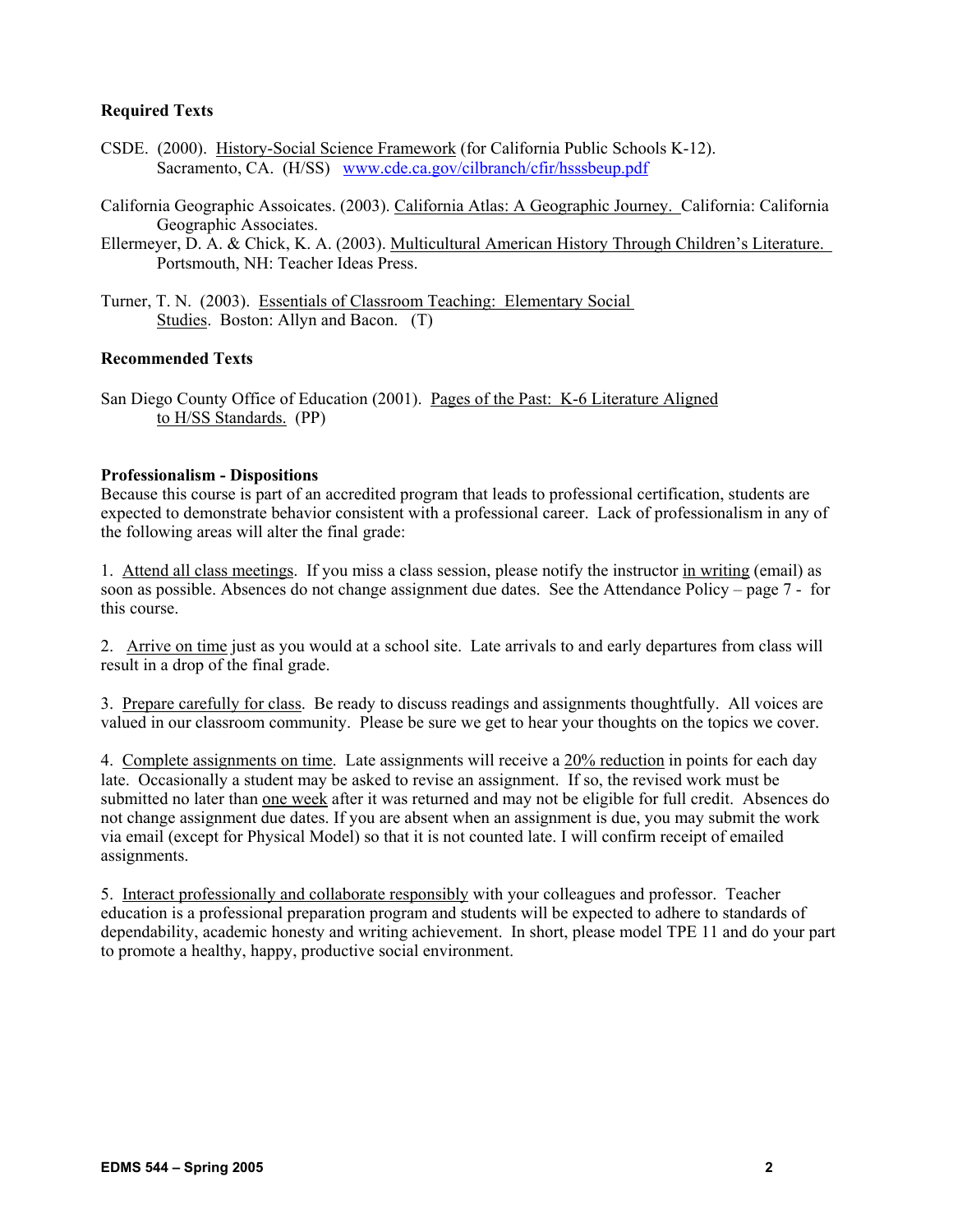### Required Texts

CSDE. (2000). History-Social Science Framework (for California Public Schools K-12). Sacramento, CA. (H/SS) www.cde.ca.gov/cilbranch/cfir/hsssbeup.pdf

California Geographic Assoicates. (2003). California Atlas: A Geographic Journey. California: California Geographic Associates.

Ellermeyer, D. A. & Chick, K. A. (2003). Multicultural American History Through Children's Literature. Portsmouth, NH: Teacher Ideas Press.

Turner, T. N. (2003). Essentials of Classroom Teaching: Elementary Social Studies. Boston: Allyn and Bacon. (T)

### Recommended Texts

San Diego County Office of Education (2001). Pages of the Past: K-6 Literature Aligned to H/SS Standards. (PP)

### Professionalism - Dispositions

Because this course is part of an accredited program that leads to professional certification, students are expected to demonstrate behavior consistent with a professional career. Lack of professionalism in any of the following areas will alter the final grade:

1. Attend all class meetings. If you miss a class session, please notify the instructor in writing (email) as soon as possible. Absences do not change assignment due dates. See the Attendance Policy – page 7 - for this course.

2. Arrive on time just as you would at a school site. Late arrivals to and early departures from class will result in a drop of the final grade.

3. Prepare carefully for class. Be ready to discuss readings and assignments thoughtfully. All voices are valued in our classroom community. Please be sure we get to hear your thoughts on the topics we cover.

4. Complete assignments on time. Late assignments will receive a 20% reduction in points for each day late. Occasionally a student may be asked to revise an assignment. If so, the revised work must be submitted no later than one week after it was returned and may not be eligible for full credit. Absences do not change assignment due dates. If you are absent when an assignment is due, you may submit the work via email (except for Physical Model) so that it is not counted late. I will confirm receipt of emailed assignments.

5. Interact professionally and collaborate responsibly with your colleagues and professor. Teacher education is a professional preparation program and students will be expected to adhere to standards of dependability, academic honesty and writing achievement. In short, please model TPE 11 and do your part to promote a healthy, happy, productive social environment.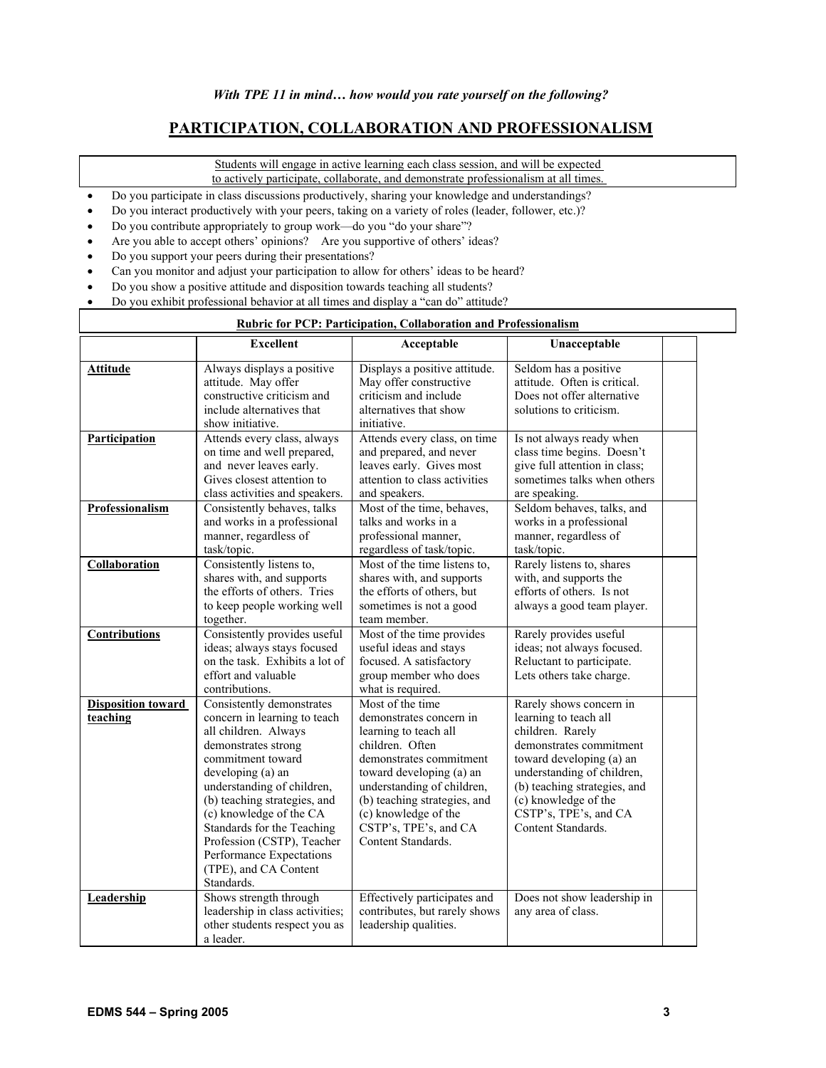*With TPE 11 in mind… how would you rate yourself on the following?*

## PARTICIPATION, COLLABORATION AND PROFESSIONALISM

Students will engage in active learning each class session, and will be expected to actively participate, collaborate, and demonstrate professionalism at all times.

- Do you participate in class discussions productively, sharing your knowledge and understandings?
- Do you interact productively with your peers, taking on a variety of roles (leader, follower, etc.)?
- Do you contribute appropriately to group work—do you "do your share"?
- Are you able to accept others' opinions? Are you supportive of others' ideas?
- Do you support your peers during their presentations?
- Can you monitor and adjust your participation to allow for others' ideas to be heard?
- Do you show a positive attitude and disposition towards teaching all students?
- Do you exhibit professional behavior at all times and display a "can do" attitude?

**Rubric for PCP: Participation, Collaboration and Professionalism**

| | Excellent | Acceptable | Unacceptable | |
|---|---|---|---|---|
| **Attitude** | Always displays a positive attitude. May offer constructive criticism and include alternatives that show initiative. | Displays a positive attitude. May offer constructive criticism and include alternatives that show initiative. | Seldom has a positive attitude. Often is critical. Does not offer alternative solutions to criticism. | |
| **Participation** | Attends every class, always on time and well prepared, and never leaves early. Gives closest attention to class activities and speakers. | Attends every class, on time and prepared, and never leaves early. Gives most attention to class activities and speakers. | Is not always ready when class time begins. Doesn't give full attention in class; sometimes talks when others are speaking. | |
| **Professionalism** | Consistently behaves, talks and works in a professional manner, regardless of task/topic. | Most of the time, behaves, talks and works in a professional manner, regardless of task/topic. | Seldom behaves, talks, and works in a professional manner, regardless of task/topic. | |
| **Collaboration** | Consistently listens to, shares with, and supports the efforts of others. Tries to keep people working well together. | Most of the time listens to, shares with, and supports the efforts of others, but sometimes is not a good team member. | Rarely listens to, shares with, and supports the efforts of others. Is not always a good team player. | |
| **Contributions** | Consistently provides useful ideas; always stays focused on the task. Exhibits a lot of effort and valuable contributions. | Most of the time provides useful ideas and stays focused. A satisfactory group member who does what is required. | Rarely provides useful ideas; not always focused. Reluctant to participate. Lets others take charge. | |
| **Disposition toward teaching** | Consistently demonstrates concern in learning to teach all children. Always demonstrates strong commitment toward developing (a) an understanding of children, (b) teaching strategies, and (c) knowledge of the CA Standards for the Teaching Profession (CSTP), Teacher Performance Expectations (TPE), and CA Content Standards. | Most of the time demonstrates concern in learning to teach all children. Often demonstrates commitment toward developing (a) an understanding of children, (b) teaching strategies, and (c) knowledge of the CSTP's, TPE's, and CA Content Standards. | Rarely shows concern in learning to teach all children. Rarely demonstrates commitment toward developing (a) an understanding of children, (b) teaching strategies, and (c) knowledge of the CSTP's, TPE's, and CA Content Standards. | |
| **Leadership** | Shows strength through leadership in class activities; other students respect you as a leader. | Effectively participates and contributes, but rarely shows leadership qualities. | Does not show leadership in any area of class. | |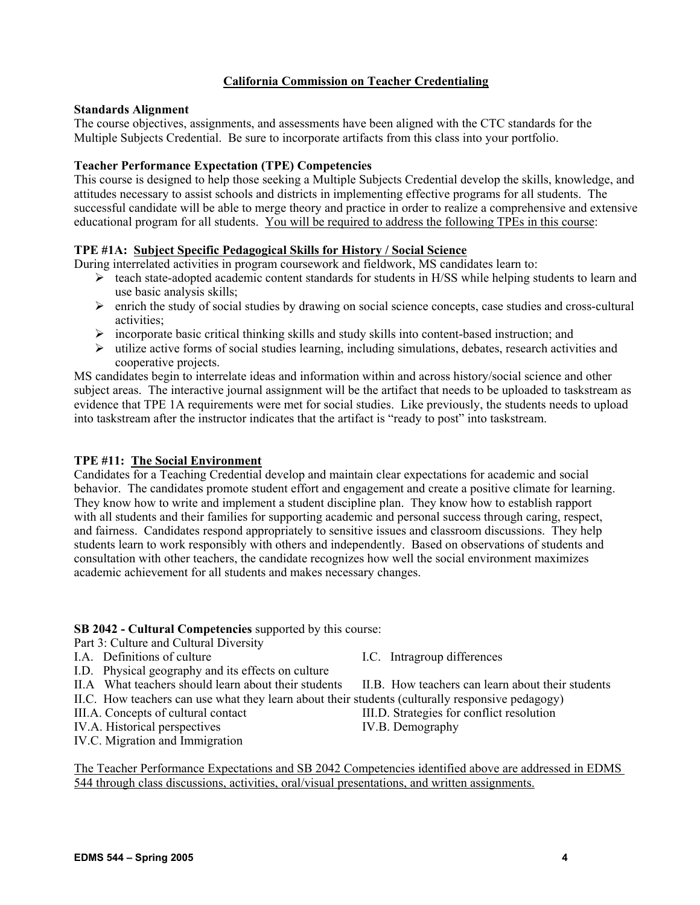## California Commission on Teacher Credentialing

**Standards Alignment**
The course objectives, assignments, and assessments have been aligned with the CTC standards for the Multiple Subjects Credential. Be sure to incorporate artifacts from this class into your portfolio.

**Teacher Performance Expectation (TPE) Competencies**
This course is designed to help those seeking a Multiple Subjects Credential develop the skills, knowledge, and attitudes necessary to assist schools and districts in implementing effective programs for all students. The successful candidate will be able to merge theory and practice in order to realize a comprehensive and extensive educational program for all students. <u>You will be required to address the following TPEs in this course</u>:

**TPE #1A: <u>Subject Specific Pedagogical Skills for History / Social Science</u>**
During interrelated activities in program coursework and fieldwork, MS candidates learn to:

- teach state-adopted academic content standards for students in H/SS while helping students to learn and use basic analysis skills;
- enrich the study of social studies by drawing on social science concepts, case studies and cross-cultural activities;
- incorporate basic critical thinking skills and study skills into content-based instruction; and
- utilize active forms of social studies learning, including simulations, debates, research activities and cooperative projects.

MS candidates begin to interrelate ideas and information within and across history/social science and other subject areas. The interactive journal assignment will be the artifact that needs to be uploaded to taskstream as evidence that TPE 1A requirements were met for social studies. Like previously, the students needs to upload into taskstream after the instructor indicates that the artifact is "ready to post" into taskstream.

**TPE #11: <u>The Social Environment</u>**
Candidates for a Teaching Credential develop and maintain clear expectations for academic and social behavior. The candidates promote student effort and engagement and create a positive climate for learning. They know how to write and implement a student discipline plan. They know how to establish rapport with all students and their families for supporting academic and personal success through caring, respect, and fairness. Candidates respond appropriately to sensitive issues and classroom discussions. They help students learn to work responsibly with others and independently. Based on observations of students and consultation with other teachers, the candidate recognizes how well the social environment maximizes academic achievement for all students and makes necessary changes.

**SB 2042 - Cultural Competencies** supported by this course:
Part 3: Culture and Cultural Diversity

- I.A. Definitions of culture
- I.C. Intragroup differences
- I.D. Physical geography and its effects on culture
- II.A What teachers should learn about their students
- II.B. How teachers can learn about their students
- II.C. How teachers can use what they learn about their students (culturally responsive pedagogy)
- III.A. Concepts of cultural contact
- III.D. Strategies for conflict resolution
- IV.A. Historical perspectives
- IV.B. Demography
- IV.C. Migration and Immigration

<u>The Teacher Performance Expectations and SB 2042 Competencies identified above are addressed in EDMS 544 through class discussions, activities, oral/visual presentations, and written assignments.</u>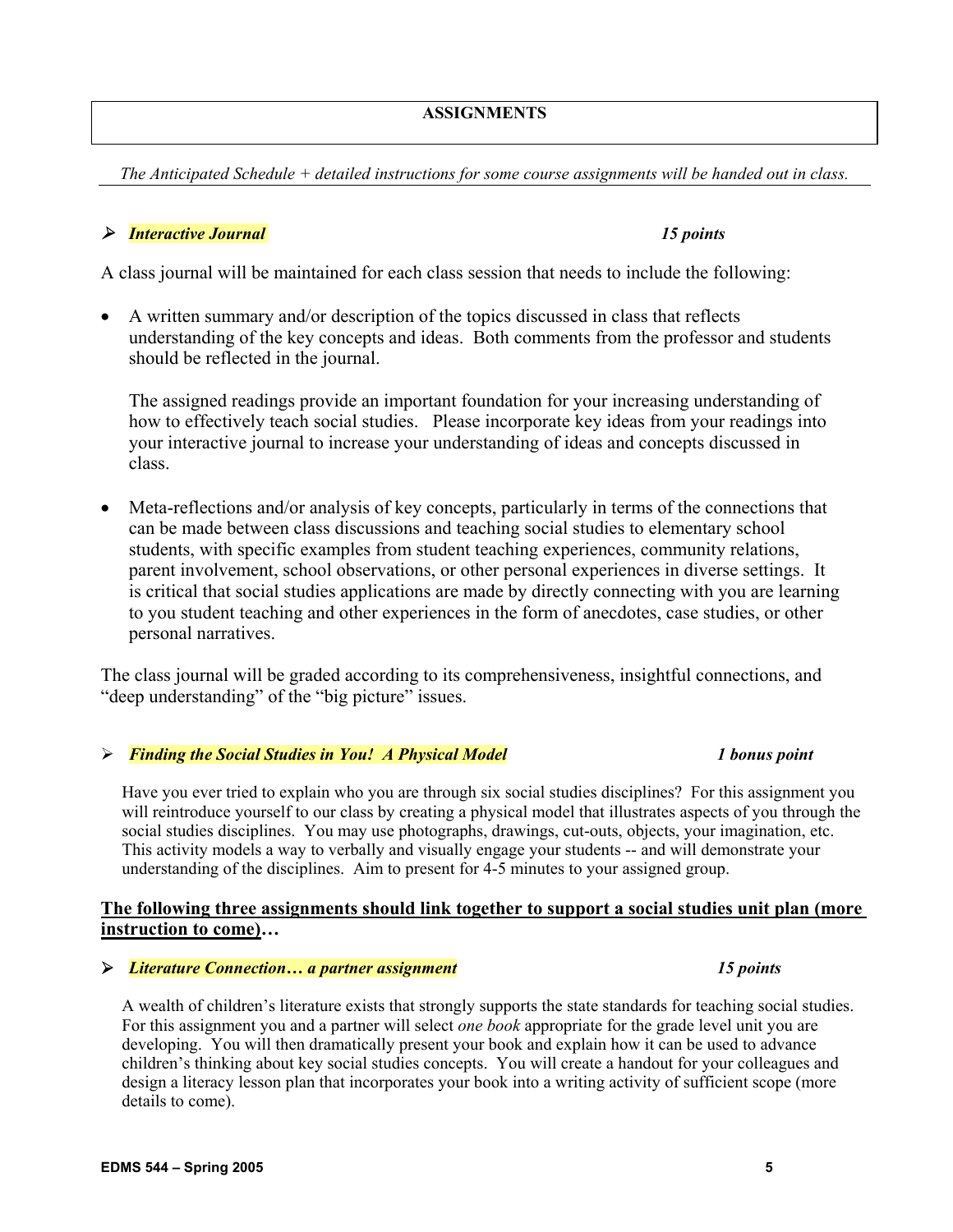## ASSIGNMENTS

*The Anticipated Schedule + detailed instructions for some course assignments will be handed out in class.*

- ***Interactive Journal*** ***15 points***

A class journal will be maintained for each class session that needs to include the following:

- A written summary and/or description of the topics discussed in class that reflects understanding of the key concepts and ideas. Both comments from the professor and students should be reflected in the journal.

  The assigned readings provide an important foundation for your increasing understanding of how to effectively teach social studies. Please incorporate key ideas from your readings into your interactive journal to increase your understanding of ideas and concepts discussed in class.

- Meta-reflections and/or analysis of key concepts, particularly in terms of the connections that can be made between class discussions and teaching social studies to elementary school students, with specific examples from student teaching experiences, community relations, parent involvement, school observations, or other personal experiences in diverse settings. It is critical that social studies applications are made by directly connecting with you are learning to you student teaching and other experiences in the form of anecdotes, case studies, or other personal narratives.

The class journal will be graded according to its comprehensiveness, insightful connections, and "deep understanding" of the "big picture" issues.

- ***Finding the Social Studies in You! A Physical Model*** ***1 bonus point***

Have you ever tried to explain who you are through six social studies disciplines? For this assignment you will reintroduce yourself to our class by creating a physical model that illustrates aspects of you through the social studies disciplines. You may use photographs, drawings, cut-outs, objects, your imagination, etc. This activity models a way to verbally and visually engage your students -- and will demonstrate your understanding of the disciplines. Aim to present for 4-5 minutes to your assigned group.

**The following three assignments should link together to support a social studies unit plan (more instruction to come)…**

- ***Literature Connection… a partner assignment*** ***15 points***

A wealth of children's literature exists that strongly supports the state standards for teaching social studies. For this assignment you and a partner will select *one book* appropriate for the grade level unit you are developing. You will then dramatically present your book and explain how it can be used to advance children's thinking about key social studies concepts. You will create a handout for your colleagues and design a literacy lesson plan that incorporates your book into a writing activity of sufficient scope (more details to come).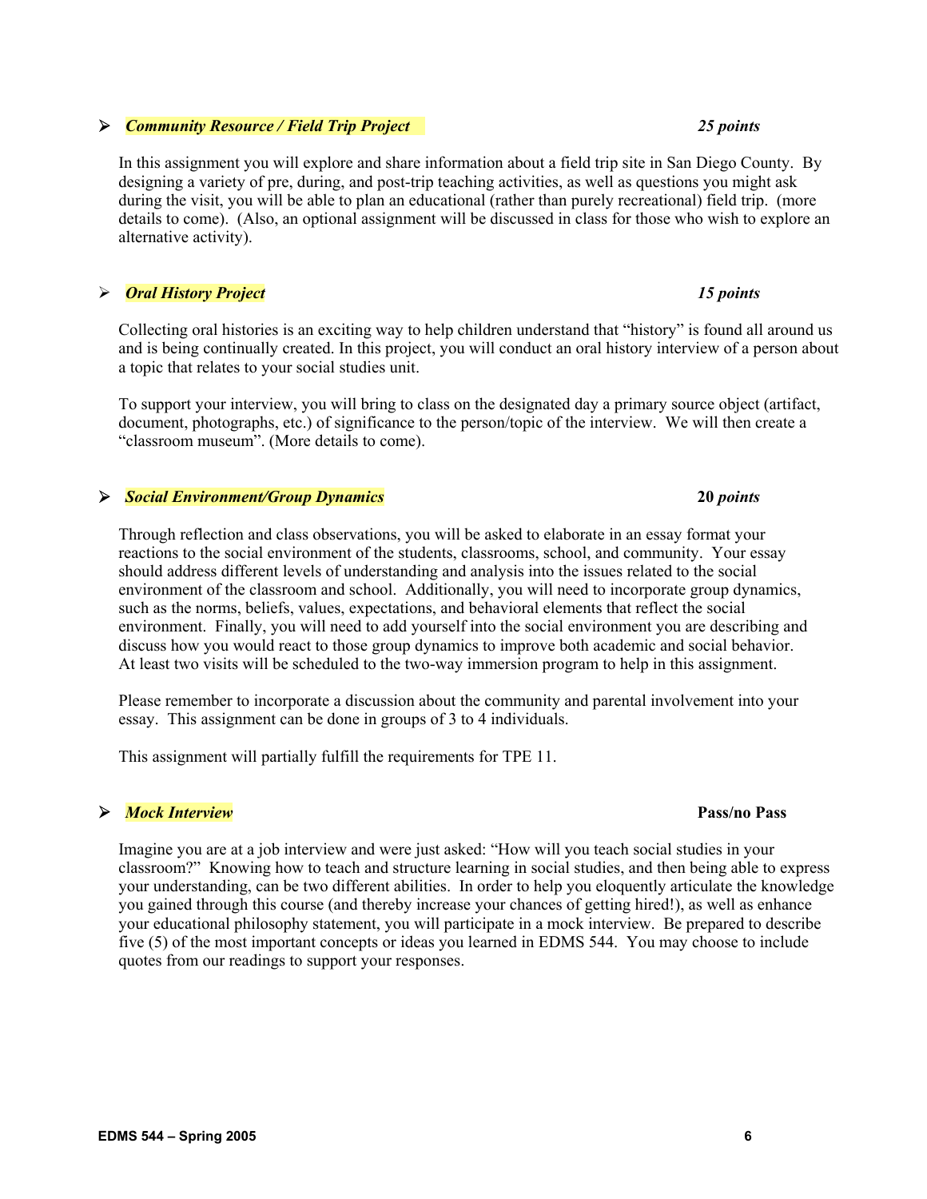- ***Community Resource / Field Trip Project*** ***25 points***

  In this assignment you will explore and share information about a field trip site in San Diego County. By designing a variety of pre, during, and post-trip teaching activities, as well as questions you might ask during the visit, you will be able to plan an educational (rather than purely recreational) field trip. (more details to come). (Also, an optional assignment will be discussed in class for those who wish to explore an alternative activity).

- ***Oral History Project*** ***15 points***

  Collecting oral histories is an exciting way to help children understand that "history" is found all around us and is being continually created. In this project, you will conduct an oral history interview of a person about a topic that relates to your social studies unit.

  To support your interview, you will bring to class on the designated day a primary source object (artifact, document, photographs, etc.) of significance to the person/topic of the interview. We will then create a "classroom museum". (More details to come).

- ***Social Environment/Group Dynamics*** **20** ***points***

  Through reflection and class observations, you will be asked to elaborate in an essay format your reactions to the social environment of the students, classrooms, school, and community. Your essay should address different levels of understanding and analysis into the issues related to the social environment of the classroom and school. Additionally, you will need to incorporate group dynamics, such as the norms, beliefs, values, expectations, and behavioral elements that reflect the social environment. Finally, you will need to add yourself into the social environment you are describing and discuss how you would react to those group dynamics to improve both academic and social behavior. At least two visits will be scheduled to the two-way immersion program to help in this assignment.

  Please remember to incorporate a discussion about the community and parental involvement into your essay. This assignment can be done in groups of 3 to 4 individuals.

  This assignment will partially fulfill the requirements for TPE 11.

- ***Mock Interview*** **Pass/no Pass**

  Imagine you are at a job interview and were just asked: "How will you teach social studies in your classroom?" Knowing how to teach and structure learning in social studies, and then being able to express your understanding, can be two different abilities. In order to help you eloquently articulate the knowledge you gained through this course (and thereby increase your chances of getting hired!), as well as enhance your educational philosophy statement, you will participate in a mock interview. Be prepared to describe five (5) of the most important concepts or ideas you learned in EDMS 544. You may choose to include quotes from our readings to support your responses.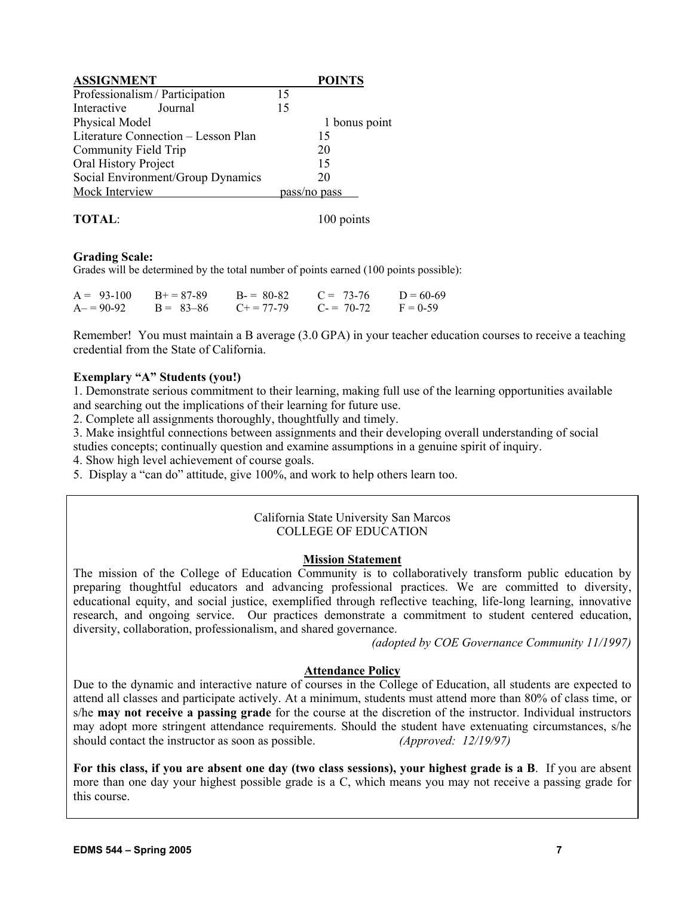| ASSIGNMENT | POINTS |
|---|---|
| Professionalism / Participation | 15 |
| Interactive Journal | 15 |
| Physical Model | 1 bonus point |
| Literature Connection – Lesson Plan | 15 |
| Community Field Trip | 20 |
| Oral History Project | 15 |
| Social Environment/Group Dynamics | 20 |
| Mock Interview | pass/no pass |
| **TOTAL**: | 100 points |

**Grading Scale:**
Grades will be determined by the total number of points earned (100 points possible):

| | | | | |
|---|---|---|---|---|
| A = 93-100 | B+ = 87-89 | B- = 80-82 | C = 73-76 | D = 60-69 |
| A– = 90-92 | B = 83–86 | C+ = 77-79 | C- = 70-72 | F = 0-59 |

Remember! You must maintain a B average (3.0 GPA) in your teacher education courses to receive a teaching credential from the State of California.

**Exemplary "A" Students (you!)**

1. Demonstrate serious commitment to their learning, making full use of the learning opportunities available and searching out the implications of their learning for future use.
2. Complete all assignments thoroughly, thoughtfully and timely.
3. Make insightful connections between assignments and their developing overall understanding of social studies concepts; continually question and examine assumptions in a genuine spirit of inquiry.
4. Show high level achievement of course goals.
5. Display a "can do" attitude, give 100%, and work to help others learn too.

California State University San Marcos
COLLEGE OF EDUCATION

**Mission Statement**

The mission of the College of Education Community is to collaboratively transform public education by preparing thoughtful educators and advancing professional practices. We are committed to diversity, educational equity, and social justice, exemplified through reflective teaching, life-long learning, innovative research, and ongoing service. Our practices demonstrate a commitment to student centered education, diversity, collaboration, professionalism, and shared governance.

*(adopted by COE Governance Community 11/1997)*

**Attendance Policy**

Due to the dynamic and interactive nature of courses in the College of Education, all students are expected to attend all classes and participate actively. At a minimum, students must attend more than 80% of class time, or s/he **may not receive a passing grade** for the course at the discretion of the instructor. Individual instructors may adopt more stringent attendance requirements. Should the student have extenuating circumstances, s/he should contact the instructor as soon as possible. *(Approved: 12/19/97)*

**For this class, if you are absent one day (two class sessions), your highest grade is a B**. If you are absent more than one day your highest possible grade is a C, which means you may not receive a passing grade for this course.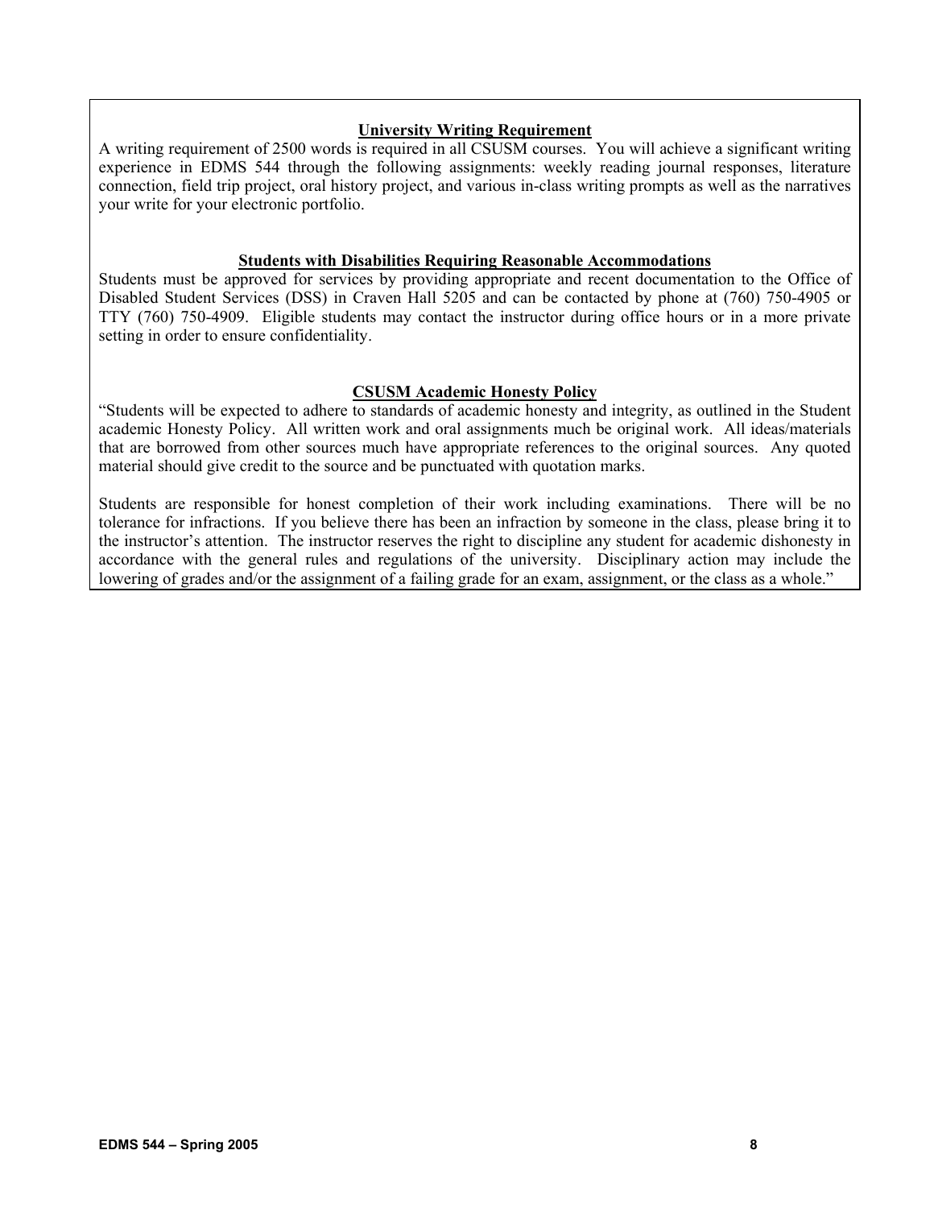### University Writing Requirement

A writing requirement of 2500 words is required in all CSUSM courses. You will achieve a significant writing experience in EDMS 544 through the following assignments: weekly reading journal responses, literature connection, field trip project, oral history project, and various in-class writing prompts as well as the narratives your write for your electronic portfolio.

### Students with Disabilities Requiring Reasonable Accommodations

Students must be approved for services by providing appropriate and recent documentation to the Office of Disabled Student Services (DSS) in Craven Hall 5205 and can be contacted by phone at (760) 750-4905 or TTY (760) 750-4909. Eligible students may contact the instructor during office hours or in a more private setting in order to ensure confidentiality.

### CSUSM Academic Honesty Policy

"Students will be expected to adhere to standards of academic honesty and integrity, as outlined in the Student academic Honesty Policy. All written work and oral assignments much be original work. All ideas/materials that are borrowed from other sources much have appropriate references to the original sources. Any quoted material should give credit to the source and be punctuated with quotation marks.

Students are responsible for honest completion of their work including examinations. There will be no tolerance for infractions. If you believe there has been an infraction by someone in the class, please bring it to the instructor's attention. The instructor reserves the right to discipline any student for academic dishonesty in accordance with the general rules and regulations of the university. Disciplinary action may include the lowering of grades and/or the assignment of a failing grade for an exam, assignment, or the class as a whole."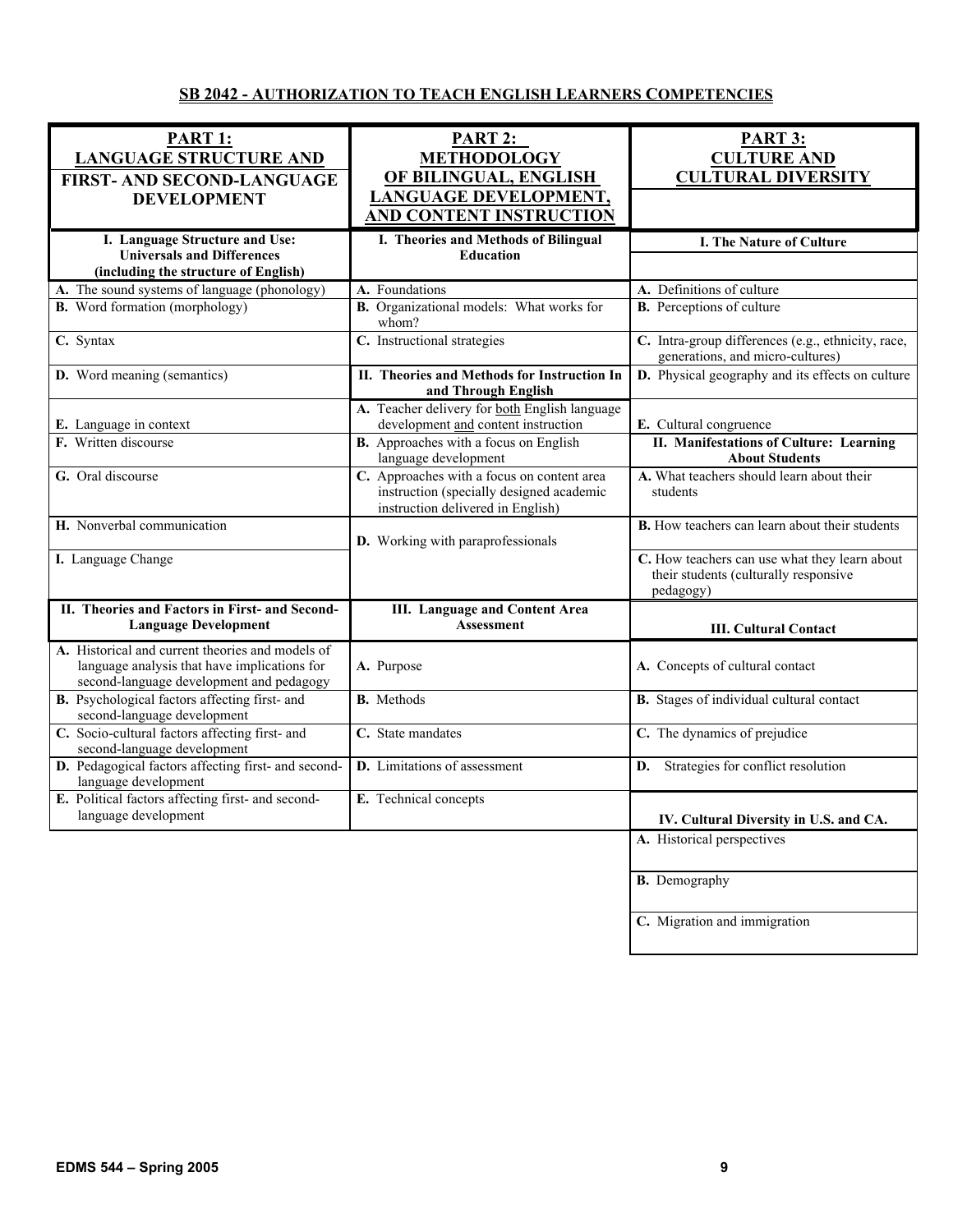## SB 2042 - AUTHORIZATION TO TEACH ENGLISH LEARNERS COMPETENCIES

| PART 1: LANGUAGE STRUCTURE AND FIRST- AND SECOND-LANGUAGE DEVELOPMENT | PART 2: METHODOLOGY OF BILINGUAL, ENGLISH LANGUAGE DEVELOPMENT, AND CONTENT INSTRUCTION | PART 3: CULTURE AND CULTURAL DIVERSITY |
|---|---|---|
| **I. Language Structure and Use: Universals and Differences (including the structure of English)** | **I. Theories and Methods of Bilingual Education** | **I. The Nature of Culture** |
| **A.** The sound systems of language (phonology) | **A.** Foundations | **A.** Definitions of culture |
| **B.** Word formation (morphology) | **B.** Organizational models: What works for whom? | **B.** Perceptions of culture |
| **C.** Syntax | **C.** Instructional strategies | **C.** Intra-group differences (e.g., ethnicity, race, generations, and micro-cultures) |
| **D.** Word meaning (semantics) | **II. Theories and Methods for Instruction In and Through English** | **D.** Physical geography and its effects on culture |
| **E.** Language in context | **A.** Teacher delivery for both English language development and content instruction | **E.** Cultural congruence |
| **F.** Written discourse | **B.** Approaches with a focus on English language development | **II. Manifestations of Culture: Learning About Students** |
| **G.** Oral discourse | **C.** Approaches with a focus on content area instruction (specially designed academic instruction delivered in English) | **A.** What teachers should learn about their students |
| **H.** Nonverbal communication | **D.** Working with paraprofessionals | **B.** How teachers can learn about their students |
| **I.** Language Change | | **C.** How teachers can use what they learn about their students (culturally responsive pedagogy) |
| **II. Theories and Factors in First- and Second-Language Development** | **III. Language and Content Area Assessment** | **III. Cultural Contact** |
| **A.** Historical and current theories and models of language analysis that have implications for second-language development and pedagogy | **A.** Purpose | **A.** Concepts of cultural contact |
| **B.** Psychological factors affecting first- and second-language development | **B.** Methods | **B.** Stages of individual cultural contact |
| **C.** Socio-cultural factors affecting first- and second-language development | **C.** State mandates | **C.** The dynamics of prejudice |
| **D.** Pedagogical factors affecting first- and second-language development | **D.** Limitations of assessment | **D.** Strategies for conflict resolution |
| **E.** Political factors affecting first- and second-language development | **E.** Technical concepts | **IV. Cultural Diversity in U.S. and CA.** |
| | | **A.** Historical perspectives |
| | | **B.** Demography |
| | | **C.** Migration and immigration |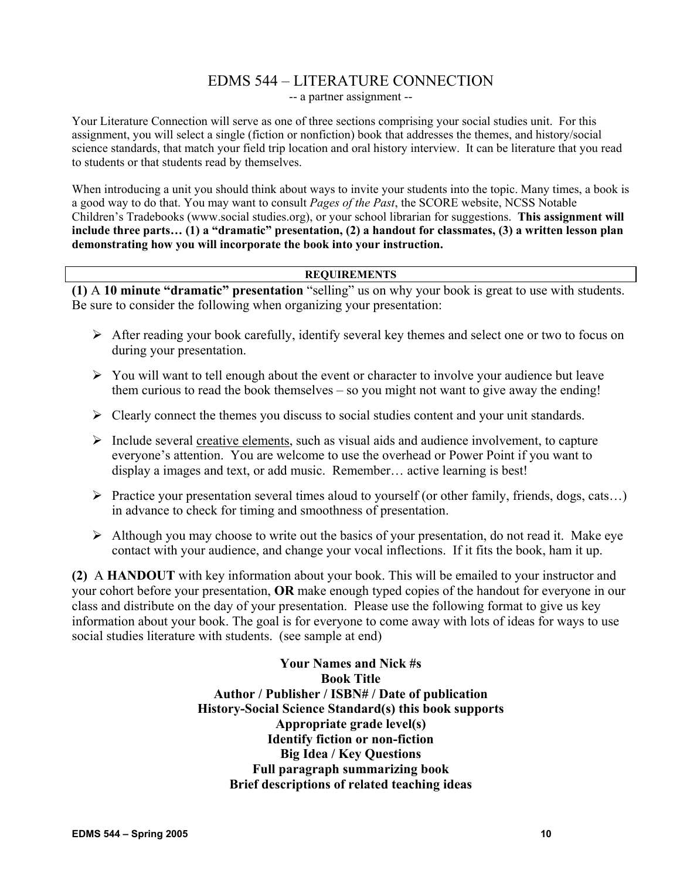# EDMS 544 – LITERATURE CONNECTION

-- a partner assignment --

Your Literature Connection will serve as one of three sections comprising your social studies unit. For this assignment, you will select a single (fiction or nonfiction) book that addresses the themes, and history/social science standards, that match your field trip location and oral history interview. It can be literature that you read to students or that students read by themselves.

When introducing a unit you should think about ways to invite your students into the topic. Many times, a book is a good way to do that. You may want to consult *Pages of the Past*, the SCORE website, NCSS Notable Children's Tradebooks (www.social studies.org), or your school librarian for suggestions. **This assignment will include three parts… (1) a "dramatic" presentation, (2) a handout for classmates, (3) a written lesson plan demonstrating how you will incorporate the book into your instruction.**

## REQUIREMENTS

**(1)** A **10 minute "dramatic" presentation** "selling" us on why your book is great to use with students. Be sure to consider the following when organizing your presentation:

- After reading your book carefully, identify several key themes and select one or two to focus on during your presentation.
- You will want to tell enough about the event or character to involve your audience but leave them curious to read the book themselves – so you might not want to give away the ending!
- Clearly connect the themes you discuss to social studies content and your unit standards.
- Include several creative elements, such as visual aids and audience involvement, to capture everyone's attention. You are welcome to use the overhead or Power Point if you want to display a images and text, or add music. Remember… active learning is best!
- Practice your presentation several times aloud to yourself (or other family, friends, dogs, cats…) in advance to check for timing and smoothness of presentation.
- Although you may choose to write out the basics of your presentation, do not read it. Make eye contact with your audience, and change your vocal inflections. If it fits the book, ham it up.

**(2)** A **HANDOUT** with key information about your book. This will be emailed to your instructor and your cohort before your presentation, **OR** make enough typed copies of the handout for everyone in our class and distribute on the day of your presentation. Please use the following format to give us key information about your book. The goal is for everyone to come away with lots of ideas for ways to use social studies literature with students. (see sample at end)

**Your Names and Nick #s**
**Book Title**
**Author / Publisher / ISBN# / Date of publication**
**History-Social Science Standard(s) this book supports**
**Appropriate grade level(s)**
**Identify fiction or non-fiction**
**Big Idea / Key Questions**
**Full paragraph summarizing book**
**Brief descriptions of related teaching ideas**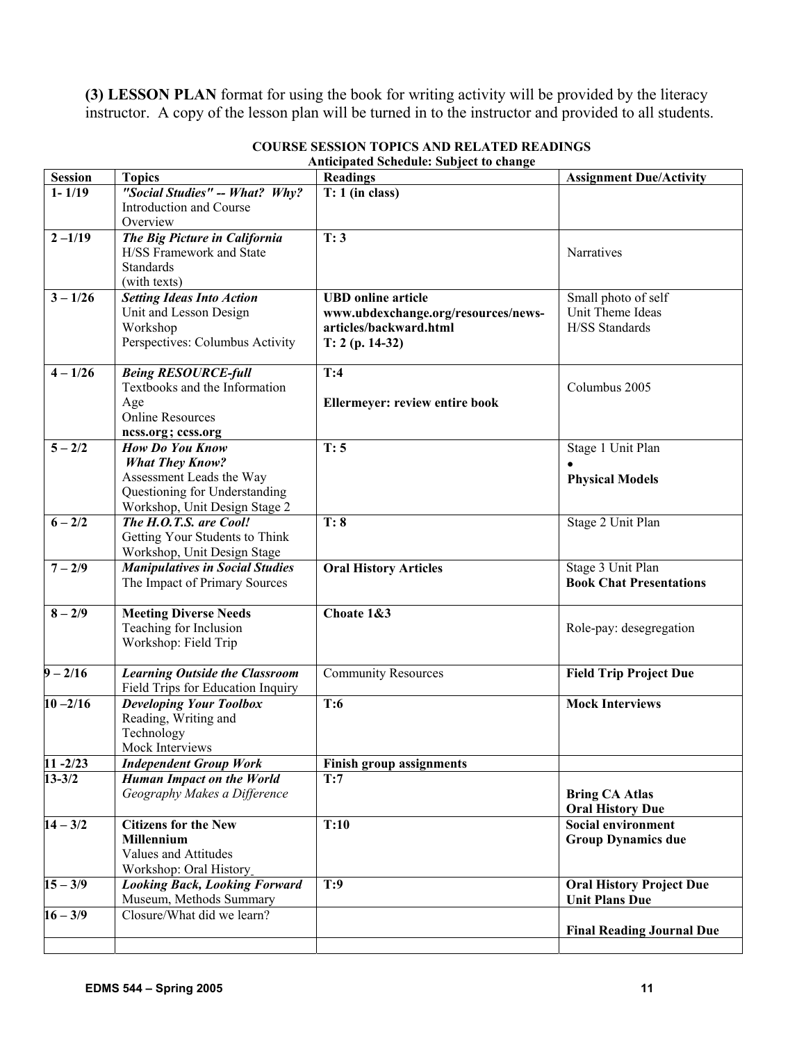**(3) LESSON PLAN** format for using the book for writing activity will be provided by the literacy instructor. A copy of the lesson plan will be turned in to the instructor and provided to all students.

**COURSE SESSION TOPICS AND RELATED READINGS**
**Anticipated Schedule: Subject to change**

| Session | Topics | Readings | Assignment Due/Activity |
|---|---|---|---|
| **1- 1/19** | ***"Social Studies" -- What? Why?*** Introduction and Course Overview | **T: 1 (in class)** | |
| **2 –1/19** | ***The Big Picture in California*** H/SS Framework and State Standards (with texts) | **T: 3** | Narratives |
| **3 – 1/26** | ***Setting Ideas Into Action*** Unit and Lesson Design Workshop Perspectives: Columbus Activity | **UBD online article www.ubdexchange.org/resources/news-articles/backward.html T: 2 (p. 14-32)** | Small photo of self Unit Theme Ideas H/SS Standards |
| **4 – 1/26** | ***Being RESOURCE-full*** Textbooks and the Information Age Online Resources **ncss.org ; ccss.org** | **T:4** **Ellermeyer: review entire book** | Columbus 2005 |
| **5 – 2/2** | ***How Do You Know What They Know?*** Assessment Leads the Way Questioning for Understanding Workshop, Unit Design Stage 2 | **T: 5** | Stage 1 Unit Plan • **Physical Models** |
| **6 – 2/2** | ***The H.O.T.S. are Cool!*** Getting Your Students to Think Workshop, Unit Design Stage | **T: 8** | Stage 2 Unit Plan |
| **7 – 2/9** | ***Manipulatives in Social Studies*** The Impact of Primary Sources | **Oral History Articles** | Stage 3 Unit Plan **Book Chat Presentations** |
| **8 – 2/9** | **Meeting Diverse Needs** Teaching for Inclusion Workshop: Field Trip | **Choate 1&3** | Role-pay: desegregation |
| **9 – 2/16** | ***Learning Outside the Classroom*** Field Trips for Education Inquiry | Community Resources | **Field Trip Project Due** |
| **10 –2/16** | ***Developing Your Toolbox*** Reading, Writing and Technology Mock Interviews | **T:6** | **Mock Interviews** |
| **11 -2/23** | ***Independent Group Work*** | **Finish group assignments** | |
| **13-3/2** | ***Human Impact on the World*** *Geography Makes a Difference* | **T:7** | **Bring CA Atlas Oral History Due** |
| **14 – 3/2** | **Citizens for the New Millennium** Values and Attitudes Workshop: Oral History | **T:10** | **Social environment Group Dynamics due** |
| **15 – 3/9** | ***Looking Back, Looking Forward*** Museum, Methods Summary | **T:9** | **Oral History Project Due Unit Plans Due** |
| **16 – 3/9** | Closure/What did we learn? | | **Final Reading Journal Due** |
| | | | |